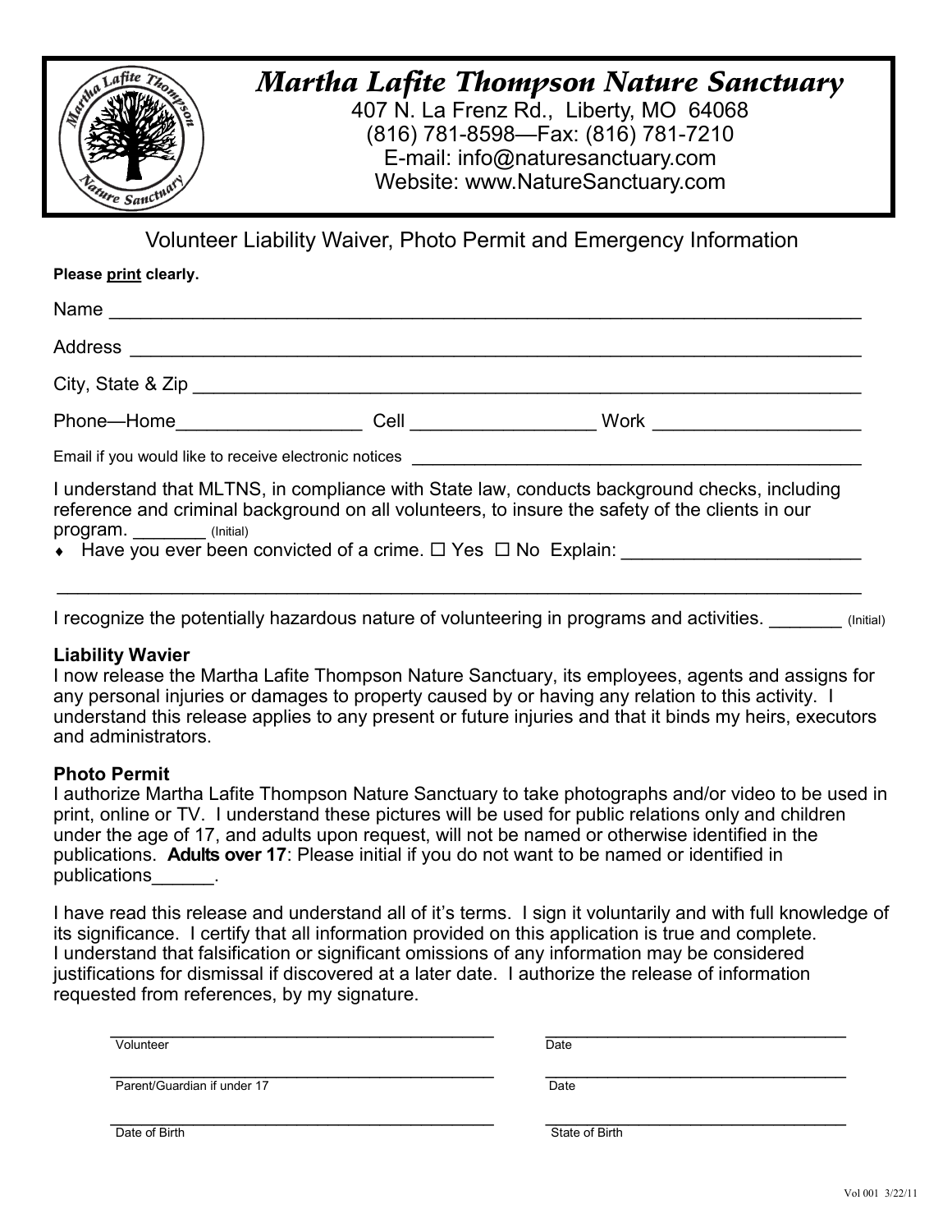# Martha Lafite Thompson Nature Sanctuary

407 N. La Frenz Rd., Liberty, MO 64068
(816) 781-8598—Fax: (816) 781-7210
E-mail: info@naturesanctuary.com
Website: www.NatureSanctuary.com

## Volunteer Liability Waiver, Photo Permit and Emergency Information

**Please print clearly.**

Name ___________________________________________________________________________

Address _________________________________________________________________________

City, State & Zip _________________________________________________________________

Phone—Home__________________ Cell __________________ Work ____________________

Email if you would like to receive electronic notices ______________________________________________

I understand that MLTNS, in compliance with State law, conducts background checks, including reference and criminal background on all volunteers, to insure the safety of the clients in our program. _______ (Initial)

- Have you ever been convicted of a crime. ☐ Yes ☐ No Explain: _______________________

_________________________________________________________________________________

I recognize the potentially hazardous nature of volunteering in programs and activities. _______ (Initial)

**Liability Wavier**
I now release the Martha Lafite Thompson Nature Sanctuary, its employees, agents and assigns for any personal injuries or damages to property caused by or having any relation to this activity. I understand this release applies to any present or future injuries and that it binds my heirs, executors and administrators.

**Photo Permit**
I authorize Martha Lafite Thompson Nature Sanctuary to take photographs and/or video to be used in print, online or TV. I understand these pictures will be used for public relations only and children under the age of 17, and adults upon request, will not be named or otherwise identified in the publications. **Adults over 17**: Please initial if you do not want to be named or identified in publications______.

I have read this release and understand all of it's terms. I sign it voluntarily and with full knowledge of its significance. I certify that all information provided on this application is true and complete. I understand that falsification or significant omissions of any information may be considered justifications for dismissal if discovered at a later date. I authorize the release of information requested from references, by my signature.

_________________________________________ _________________________________
Volunteer Date

_________________________________________ _________________________________
Parent/Guardian if under 17 Date

_________________________________________ _________________________________
Date of Birth State of Birth

Vol 001 3/22/11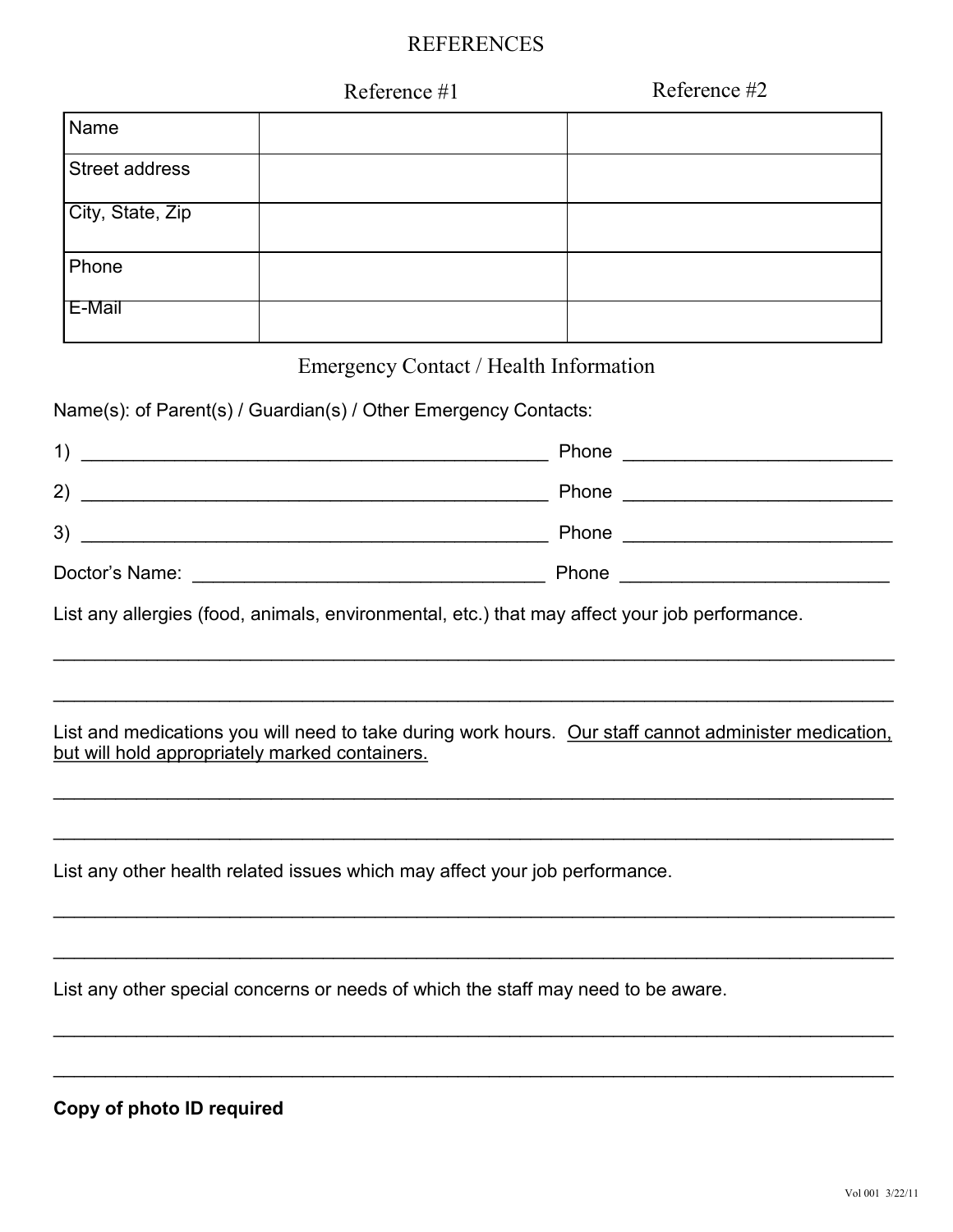## REFERENCES

| | Reference #1 | Reference #2 |
|---|---|---|
| Name | | |
| Street address | | |
| City, State, Zip | | |
| Phone | | |
| E-Mail | | |

## Emergency Contact / Health Information

Name(s): of Parent(s) / Guardian(s) / Other Emergency Contacts:

1) _______________________________________________ Phone ___________________________

2) _______________________________________________ Phone ___________________________

3) _______________________________________________ Phone ___________________________

Doctor's Name: ___________________________________ Phone ___________________________

List any allergies (food, animals, environmental, etc.) that may affect your job performance.

_______________________________________________________________________________________

_______________________________________________________________________________________

List and medications you will need to take during work hours. <u>Our staff cannot administer medication, but will hold appropriately marked containers.</u>

_______________________________________________________________________________________

_______________________________________________________________________________________

List any other health related issues which may affect your job performance.

_______________________________________________________________________________________

_______________________________________________________________________________________

List any other special concerns or needs of which the staff may need to be aware.

_______________________________________________________________________________________

_______________________________________________________________________________________

**Copy of photo ID required**

Vol 001 3/22/11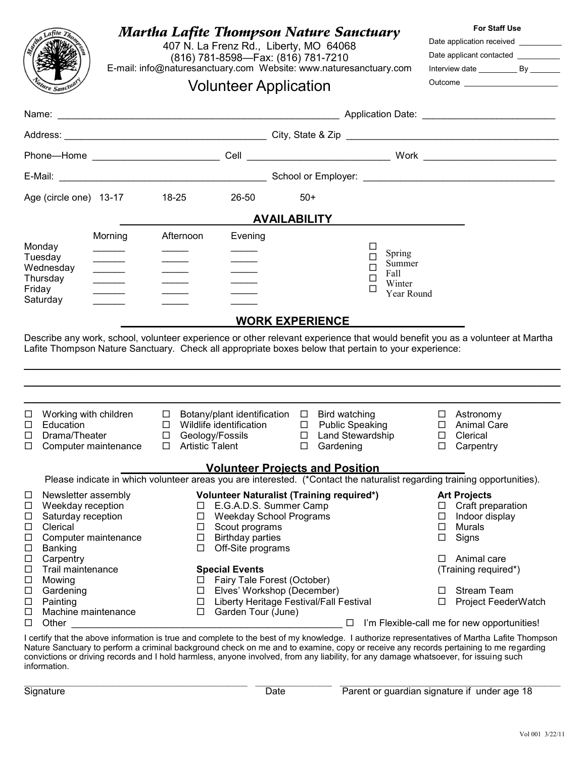# Martha Lafite Thompson Nature Sanctuary

407 N. La Frenz Rd., Liberty, MO 64068
(816) 781-8598—Fax: (816) 781-7210
E-mail: info@naturesanctuary.com Website: www.naturesanctuary.com

## Volunteer Application

**For Staff Use**
Date application received __________
Date applicant contacted __________
Interview date _________ By _______
Outcome ______________________

Name: ______________________________ Application Date: ____________________

Address: ______________________________ City, State & Zip ______________________________

Phone—Home __________________ Cell ____________________ Work ____________________

E-Mail: ______________________________ School or Employer: ______________________________

Age (circle one) 13-17 18-25 26-50 50+

## AVAILABILITY

| | Morning | Afternoon | Evening |
|---|---|---|---|
| Monday | ______ | _____ | _____ |
| Tuesday | ______ | _____ | _____ |
| Wednesday | ______ | _____ | _____ |
| Thursday | ______ | _____ | _____ |
| Friday | ______ | _____ | _____ |
| Saturday | ______ | _____ | _____ |

- ☐ Spring
- ☐ Summer
- ☐ Fall
- ☐ Winter
- ☐ Year Round

## WORK EXPERIENCE

Describe any work, school, volunteer experience or other relevant experience that would benefit you as a volunteer at Martha Lafite Thompson Nature Sanctuary. Check all appropriate boxes below that pertain to your experience:

______________________________________________________________________________

______________________________________________________________________________

______________________________________________________________________________

- ☐ Working with children
- ☐ Education
- ☐ Drama/Theater
- ☐ Computer maintenance
- ☐ Botany/plant identification
- ☐ Wildlife identification
- ☐ Geology/Fossils
- ☐ Artistic Talent
- ☐ Bird watching
- ☐ Public Speaking
- ☐ Land Stewardship
- ☐ Gardening
- ☐ Astronomy
- ☐ Animal Care
- ☐ Clerical
- ☐ Carpentry

## Volunteer Projects and Position

Please indicate in which volunteer areas you are interested. (*Contact the naturalist regarding training opportunities).

- ☐ Newsletter assembly
- ☐ Weekday reception
- ☐ Saturday reception
- ☐ Clerical
- ☐ Computer maintenance
- ☐ Banking
- ☐ Carpentry
- ☐ Trail maintenance
- ☐ Mowing
- ☐ Gardening
- ☐ Painting
- ☐ Machine maintenance
- ☐ Other ______________________________________________

**Volunteer Naturalist (Training required*)**
- ☐ E.G.A.D.S. Summer Camp
- ☐ Weekday School Programs
- ☐ Scout programs
- ☐ Birthday parties
- ☐ Off-Site programs

**Special Events**
- ☐ Fairy Tale Forest (October)
- ☐ Elves' Workshop (December)
- ☐ Liberty Heritage Festival/Fall Festival
- ☐ Garden Tour (June)

**Art Projects**
- ☐ Craft preparation
- ☐ Indoor display
- ☐ Murals
- ☐ Signs

- ☐ Animal care (Training required*)

- ☐ Stream Team
- ☐ Project FeederWatch

☐ I'm Flexible-call me for new opportunities!

I certify that the above information is true and complete to the best of my knowledge. I authorize representatives of Martha Lafite Thompson Nature Sanctuary to perform a criminal background check on me and to examine, copy or receive any records pertaining to me regarding convictions or driving records and I hold harmless, anyone involved, from any liability, for any damage whatsoever, for issuing such information.

______________________________ ____________ ______________________________
Signature Date Parent or guardian signature if under age 18

Vol 001 3/22/11